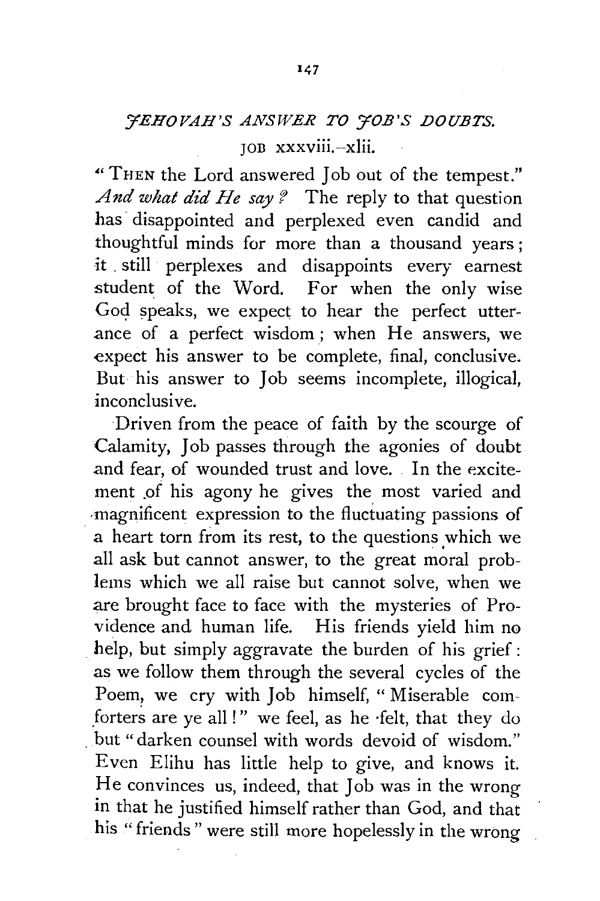# *JEHOVAH'S ANSWER TO JOB'S DOUBTS.*

JOB xxxviii.–xlii.

"THEN the Lord answered Job out of the tempest." *And what did He say?* The reply to that question has disappointed and perplexed even candid and thoughtful minds for more than a thousand years; it still perplexes and disappoints every earnest student of the Word. For when the only wise God speaks, we expect to hear the perfect utterance of a perfect wisdom; when He answers, we expect his answer to be complete, final, conclusive. But his answer to Job seems incomplete, illogical, inconclusive.

Driven from the peace of faith by the scourge of Calamity, Job passes through the agonies of doubt and fear, of wounded trust and love. In the excitement of his agony he gives the most varied and magnificent expression to the fluctuating passions of a heart torn from its rest, to the questions which we all ask but cannot answer, to the great moral problems which we all raise but cannot solve, when we are brought face to face with the mysteries of Providence and human life. His friends yield him no help, but simply aggravate the burden of his grief: as we follow them through the several cycles of the Poem, we cry with Job himself, "Miserable comforters are ye all!" we feel, as he felt, that they do but "darken counsel with words devoid of wisdom." Even Elihu has little help to give, and knows it. He convinces us, indeed, that Job was in the wrong in that he justified himself rather than God, and that his "friends" were still more hopelessly in the wrong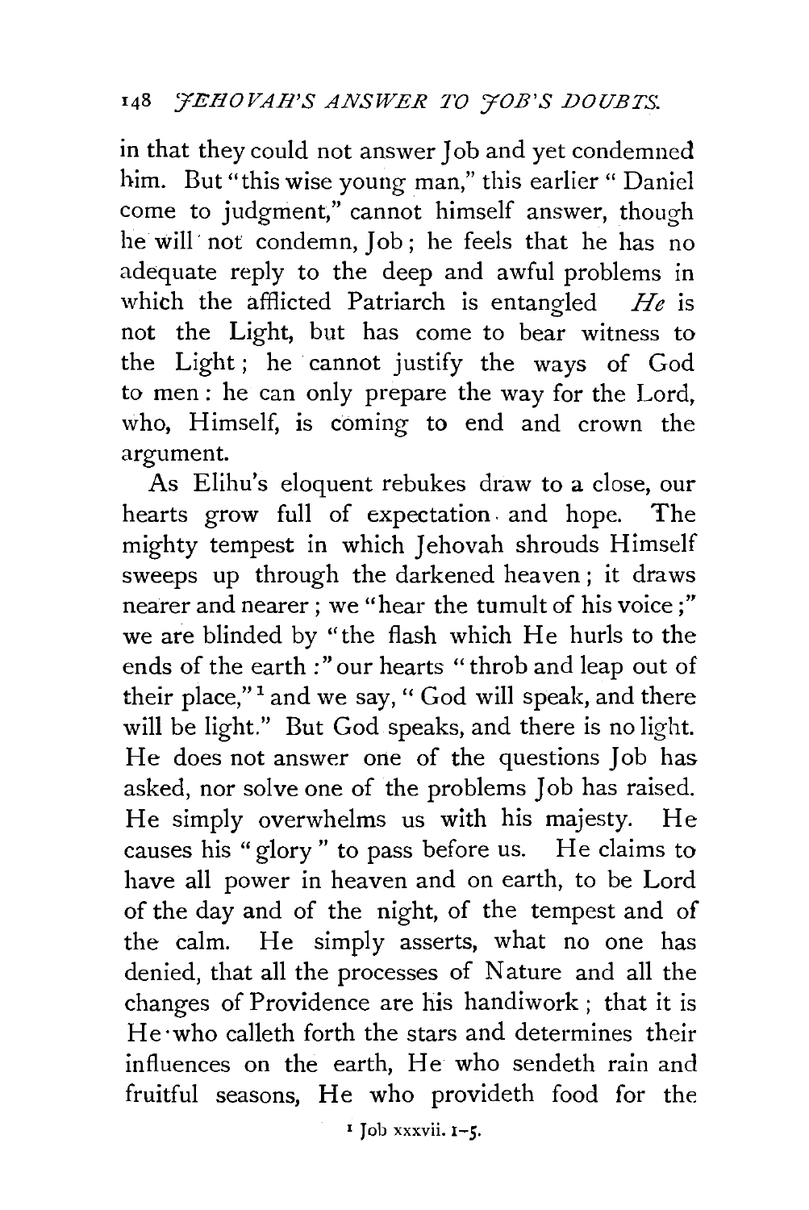in that they could not answer Job and yet condemned him. But "this wise young man," this earlier " Daniel come to judgment," cannot himself answer, though he will not condemn, Job; he feels that he has no adequate reply to the deep and awful problems in which the afflicted Patriarch is entangled *He* is not the Light, but has come to bear witness to the Light; he cannot justify the ways of God to men: he can only prepare the way for the Lord, who, Himself, is coming to end and crown the argument.

As Elihu's eloquent rebukes draw to a close, our hearts grow full of expectation and hope. The mighty tempest in which Jehovah shrouds Himself sweeps up through the darkened heaven; it draws nearer and nearer; we "hear the tumult of his voice;" we are blinded by "the flash which He hurls to the ends of the earth:" our hearts "throb and leap out of their place,"[1] and we say, " God will speak, and there will be light." But God speaks, and there is no light. He does not answer one of the questions Job has asked, nor solve one of the problems Job has raised. He simply overwhelms us with his majesty. He causes his "glory" to pass before us. He claims to have all power in heaven and on earth, to be Lord of the day and of the night, of the tempest and of the calm. He simply asserts, what no one has denied, that all the processes of Nature and all the changes of Providence are his handiwork; that it is He who calleth forth the stars and determines their influences on the earth, He who sendeth rain and fruitful seasons, He who provideth food for the

[1] Job xxxvii. 1-5.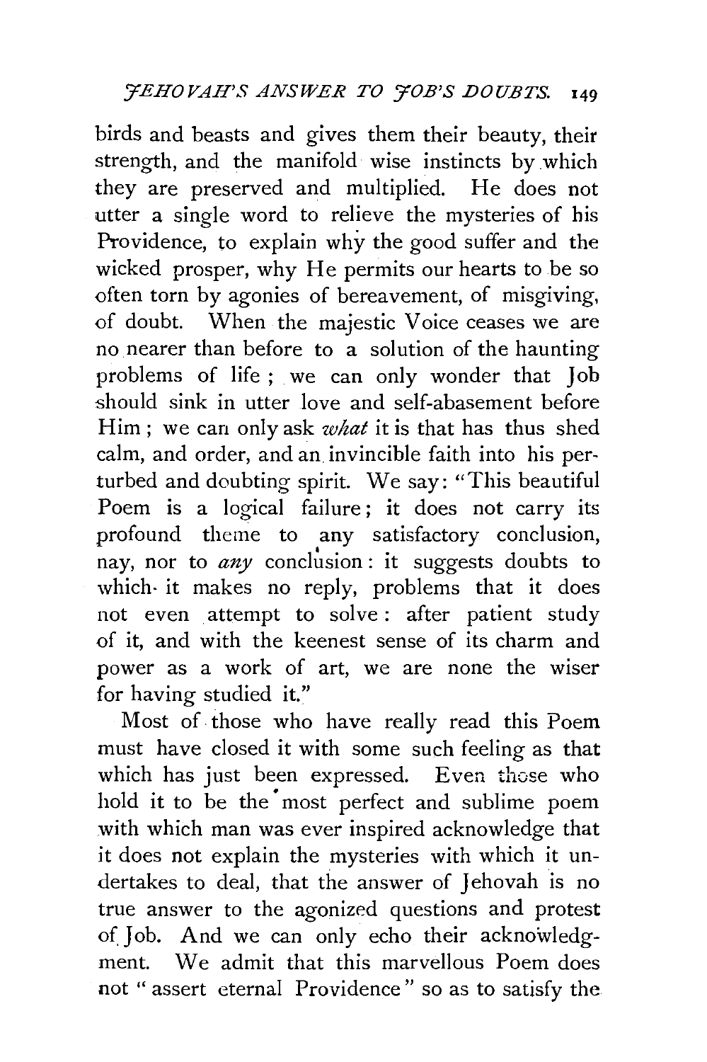birds and beasts and gives them their beauty, their strength, and the manifold wise instincts by which they are preserved and multiplied. He does not utter a single word to relieve the mysteries of his Providence, to explain why the good suffer and the wicked prosper, why He permits our hearts to be so often torn by agonies of bereavement, of misgiving, of doubt. When the majestic Voice ceases we are no nearer than before to a solution of the haunting problems of life; we can only wonder that Job should sink in utter love and self-abasement before Him; we can only ask *what* it is that has thus shed calm, and order, and an invincible faith into his perturbed and doubting spirit. We say: "This beautiful Poem is a logical failure; it does not carry its profound theme to any satisfactory conclusion, nay, nor to *any* conclusion: it suggests doubts to which it makes no reply, problems that it does not even attempt to solve: after patient study of it, and with the keenest sense of its charm and power as a work of art, we are none the wiser for having studied it."

Most of those who have really read this Poem must have closed it with some such feeling as that which has just been expressed. Even those who hold it to be the most perfect and sublime poem with which man was ever inspired acknowledge that it does not explain the mysteries with which it undertakes to deal, that the answer of Jehovah is no true answer to the agonized questions and protest of Job. And we can only echo their acknowledgment. We admit that this marvellous Poem does not "assert eternal Providence" so as to satisfy the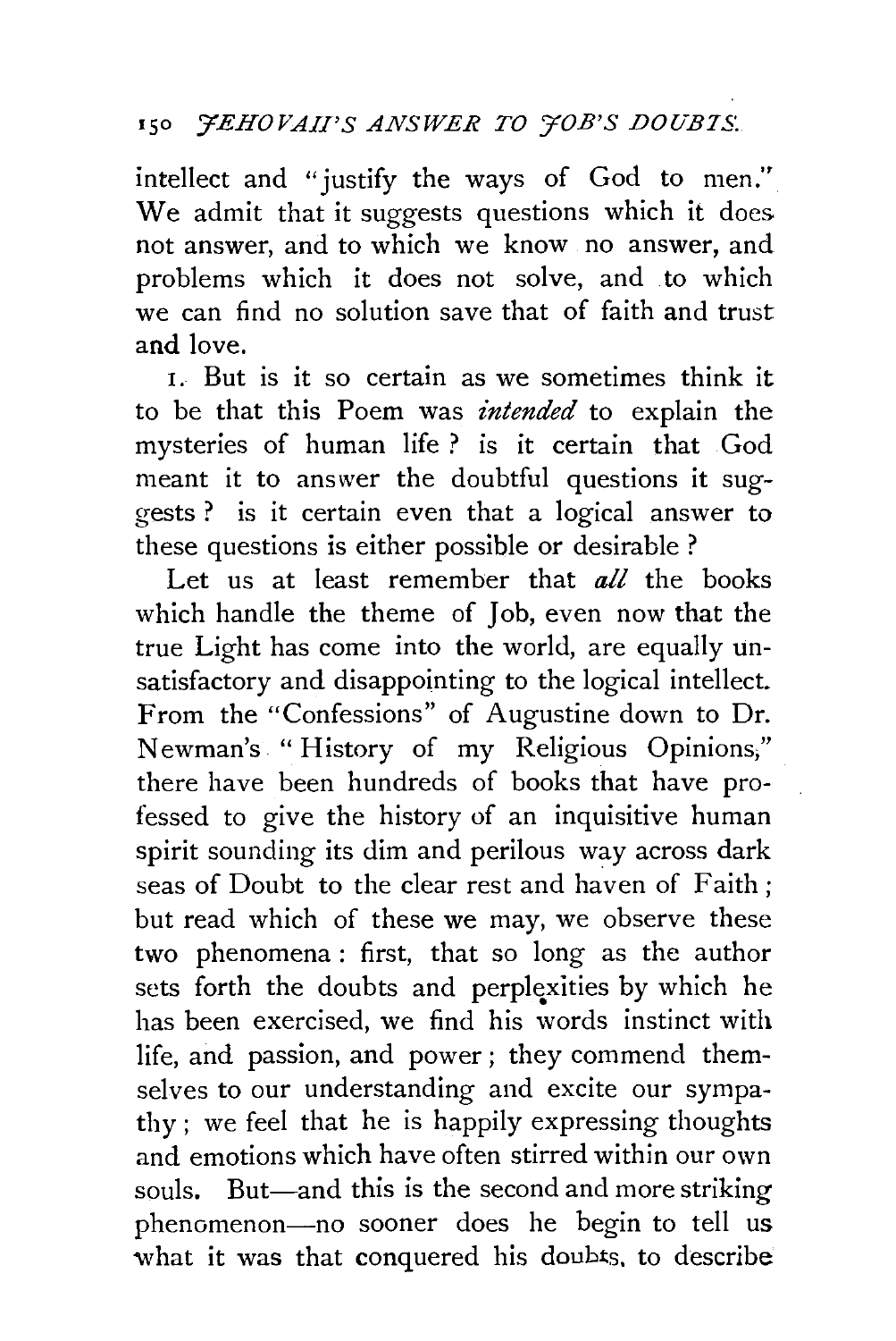intellect and "justify the ways of God to men." We admit that it suggests questions which it does not answer, and to which we know no answer, and problems which it does not solve, and to which we can find no solution save that of faith and trust and love.

1. But is it so certain as we sometimes think it to be that this Poem was *intended* to explain the mysteries of human life? is it certain that God meant it to answer the doubtful questions it suggests? is it certain even that a logical answer to these questions is either possible or desirable?

Let us at least remember that *all* the books which handle the theme of Job, even now that the true Light has come into the world, are equally unsatisfactory and disappointing to the logical intellect. From the "Confessions" of Augustine down to Dr. Newman's "History of my Religious Opinions," there have been hundreds of books that have professed to give the history of an inquisitive human spirit sounding its dim and perilous way across dark seas of Doubt to the clear rest and haven of Faith; but read which of these we may, we observe these two phenomena: first, that so long as the author sets forth the doubts and perplexities by which he has been exercised, we find his words instinct with life, and passion, and power; they commend themselves to our understanding and excite our sympathy; we feel that he is happily expressing thoughts and emotions which have often stirred within our own souls. But—and this is the second and more striking phenomenon—no sooner does he begin to tell us what it was that conquered his doubts, to describe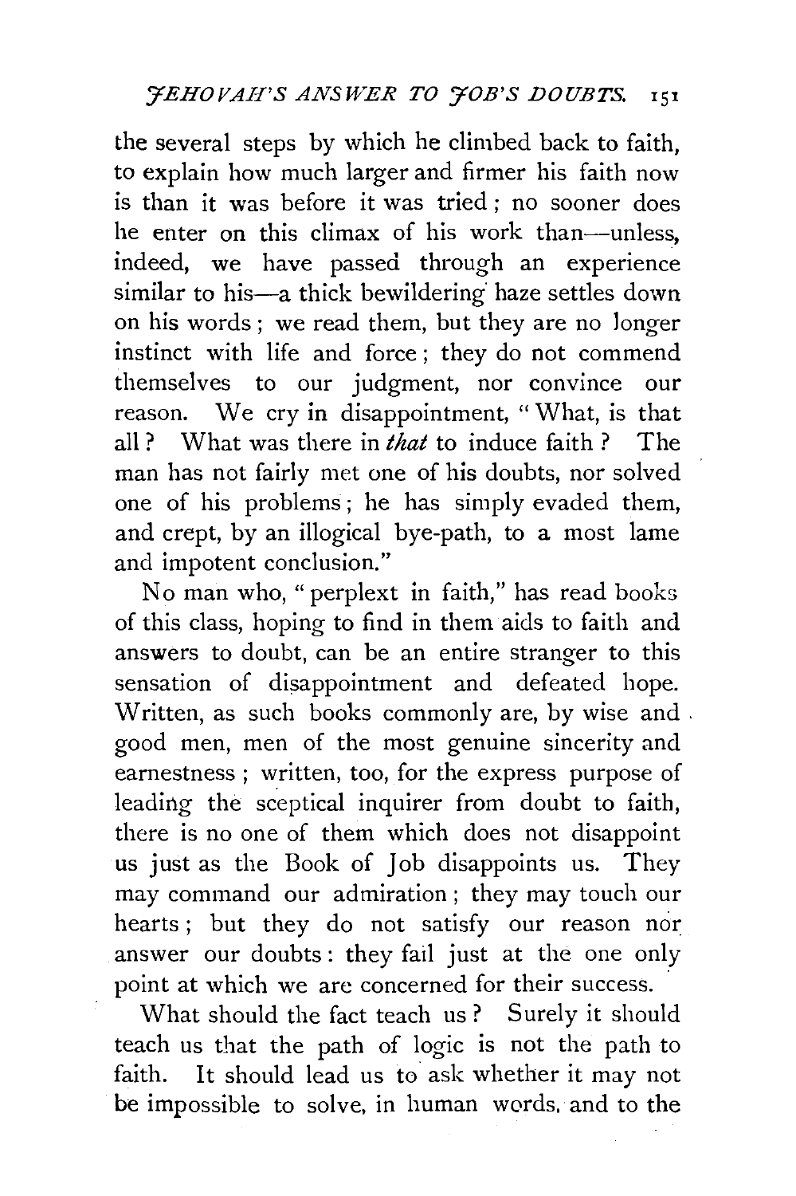the several steps by which he climbed back to faith, to explain how much larger and firmer his faith now is than it was before it was tried; no sooner does he enter on this climax of his work than—unless, indeed, we have passed through an experience similar to his—a thick bewildering haze settles down on his words; we read them, but they are no longer instinct with life and force; they do not commend themselves to our judgment, nor convince our reason. We cry in disappointment, "What, is that all? What was there in *that* to induce faith? The man has not fairly met one of his doubts, nor solved one of his problems; he has simply evaded them, and crept, by an illogical bye-path, to a most lame and impotent conclusion."

No man who, "perplext in faith," has read books of this class, hoping to find in them aids to faith and answers to doubt, can be an entire stranger to this sensation of disappointment and defeated hope. Written, as such books commonly are, by wise and good men, men of the most genuine sincerity and earnestness; written, too, for the express purpose of leading the sceptical inquirer from doubt to faith, there is no one of them which does not disappoint us just as the Book of Job disappoints us. They may command our admiration; they may touch our hearts; but they do not satisfy our reason nor answer our doubts: they fail just at the one only point at which we are concerned for their success.

What should the fact teach us? Surely it should teach us that the path of logic is not the path to faith. It should lead us to ask whether it may not be impossible to solve, in human words, and to the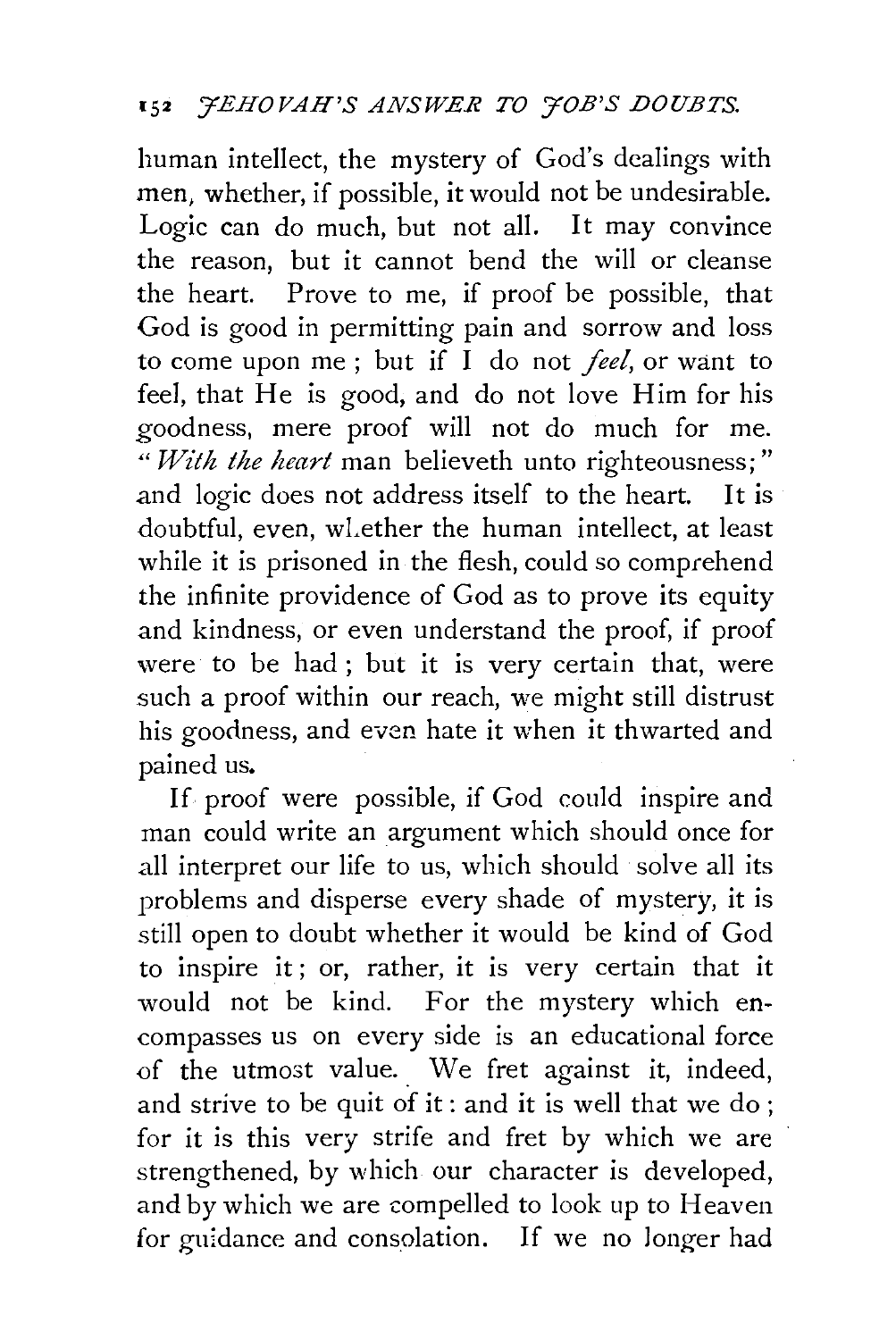human intellect, the mystery of God's dealings with men, whether, if possible, it would not be undesirable. Logic can do much, but not all. It may convince the reason, but it cannot bend the will or cleanse the heart. Prove to me, if proof be possible, that God is good in permitting pain and sorrow and loss to come upon me; but if I do not *feel*, or want to feel, that He is good, and do not love Him for his goodness, mere proof will not do much for me. "*With the heart* man believeth unto righteousness;" and logic does not address itself to the heart. It is doubtful, even, whether the human intellect, at least while it is prisoned in the flesh, could so comprehend the infinite providence of God as to prove its equity and kindness, or even understand the proof, if proof were to be had; but it is very certain that, were such a proof within our reach, we might still distrust his goodness, and even hate it when it thwarted and pained us.

If proof were possible, if God could inspire and man could write an argument which should once for all interpret our life to us, which should solve all its problems and disperse every shade of mystery, it is still open to doubt whether it would be kind of God to inspire it; or, rather, it is very certain that it would not be kind. For the mystery which encompasses us on every side is an educational force of the utmost value. We fret against it, indeed, and strive to be quit of it: and it is well that we do; for it is this very strife and fret by which we are strengthened, by which our character is developed, and by which we are compelled to look up to Heaven for guidance and consolation. If we no longer had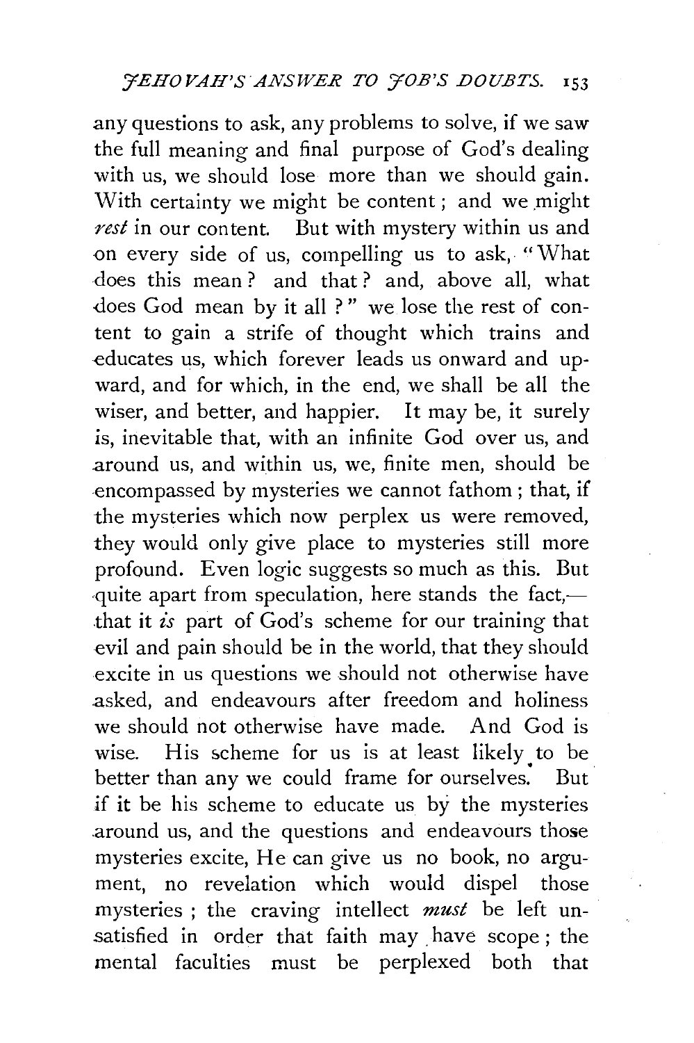any questions to ask, any problems to solve, if we saw the full meaning and final purpose of God's dealing with us, we should lose more than we should gain. With certainty we might be content; and we might *rest* in our content. But with mystery within us and on every side of us, compelling us to ask, "What does this mean? and that? and, above all, what does God mean by it all?" we lose the rest of content to gain a strife of thought which trains and educates us, which forever leads us onward and upward, and for which, in the end, we shall be all the wiser, and better, and happier. It may be, it surely is, inevitable that, with an infinite God over us, and around us, and within us, we, finite men, should be encompassed by mysteries we cannot fathom; that, if the mysteries which now perplex us were removed, they would only give place to mysteries still more profound. Even logic suggests so much as this. But quite apart from speculation, here stands the fact,—that it *is* part of God's scheme for our training that evil and pain should be in the world, that they should excite in us questions we should not otherwise have asked, and endeavours after freedom and holiness we should not otherwise have made. And God is wise. His scheme for us is at least likely to be better than any we could frame for ourselves. But if it be his scheme to educate us by the mysteries around us, and the questions and endeavours those mysteries excite, He can give us no book, no argument, no revelation which would dispel those mysteries; the craving intellect *must* be left unsatisfied in order that faith may have scope; the mental faculties must be perplexed both that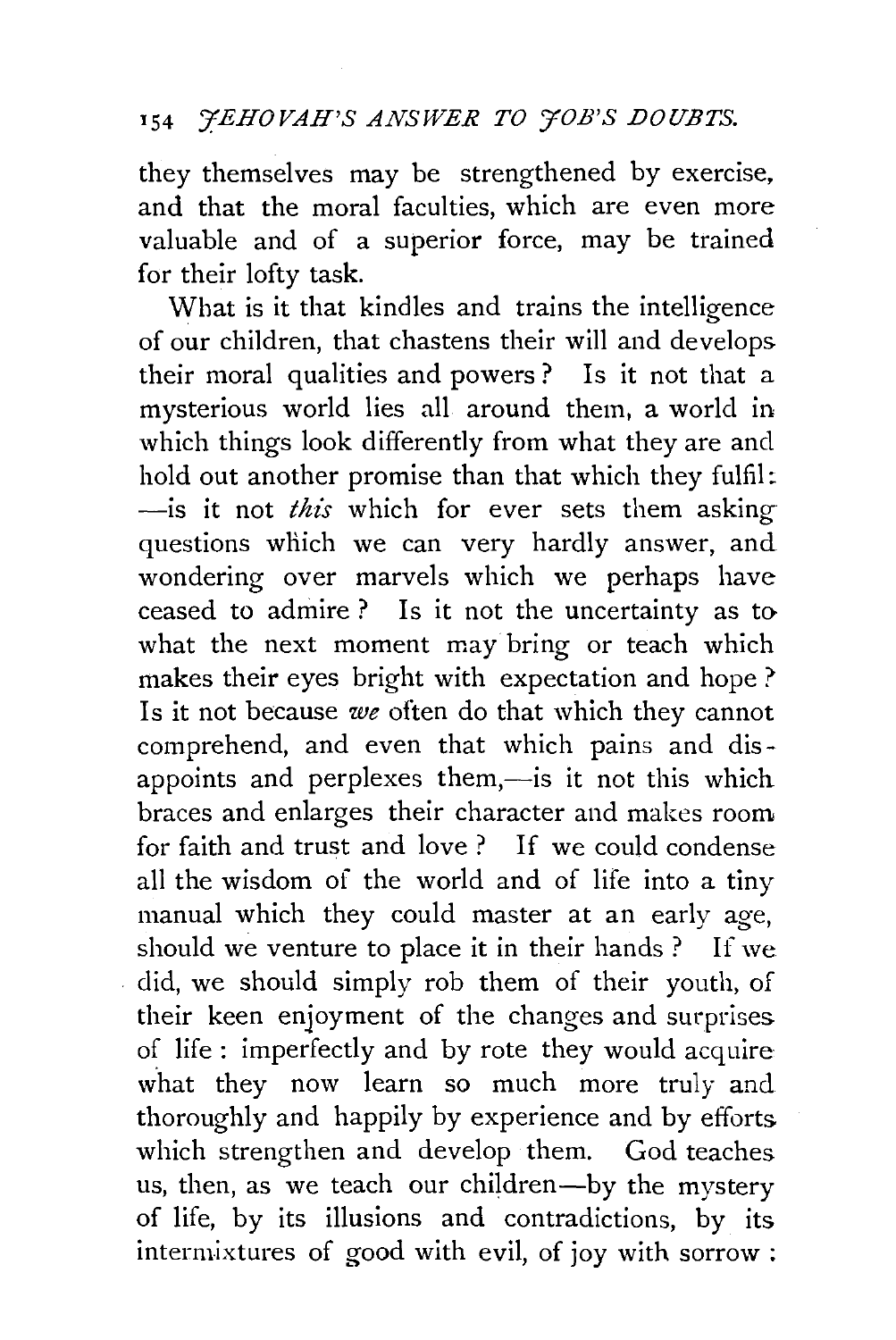they themselves may be strengthened by exercise, and that the moral faculties, which are even more valuable and of a superior force, may be trained for their lofty task.

What is it that kindles and trains the intelligence of our children, that chastens their will and develops their moral qualities and powers? Is it not that a mysterious world lies all around them, a world in which things look differently from what they are and hold out another promise than that which they fulfil: —is it not *this* which for ever sets them asking questions which we can very hardly answer, and wondering over marvels which we perhaps have ceased to admire? Is it not the uncertainty as to what the next moment may bring or teach which makes their eyes bright with expectation and hope? Is it not because *we* often do that which they cannot comprehend, and even that which pains and disappoints and perplexes them,—is it not this which braces and enlarges their character and makes room for faith and trust and love? If we could condense all the wisdom of the world and of life into a tiny manual which they could master at an early age, should we venture to place it in their hands? If we did, we should simply rob them of their youth, of their keen enjoyment of the changes and surprises of life: imperfectly and by rote they would acquire what they now learn so much more truly and thoroughly and happily by experience and by efforts which strengthen and develop them. God teaches us, then, as we teach our children—by the mystery of life, by its illusions and contradictions, by its intermixtures of good with evil, of joy with sorrow: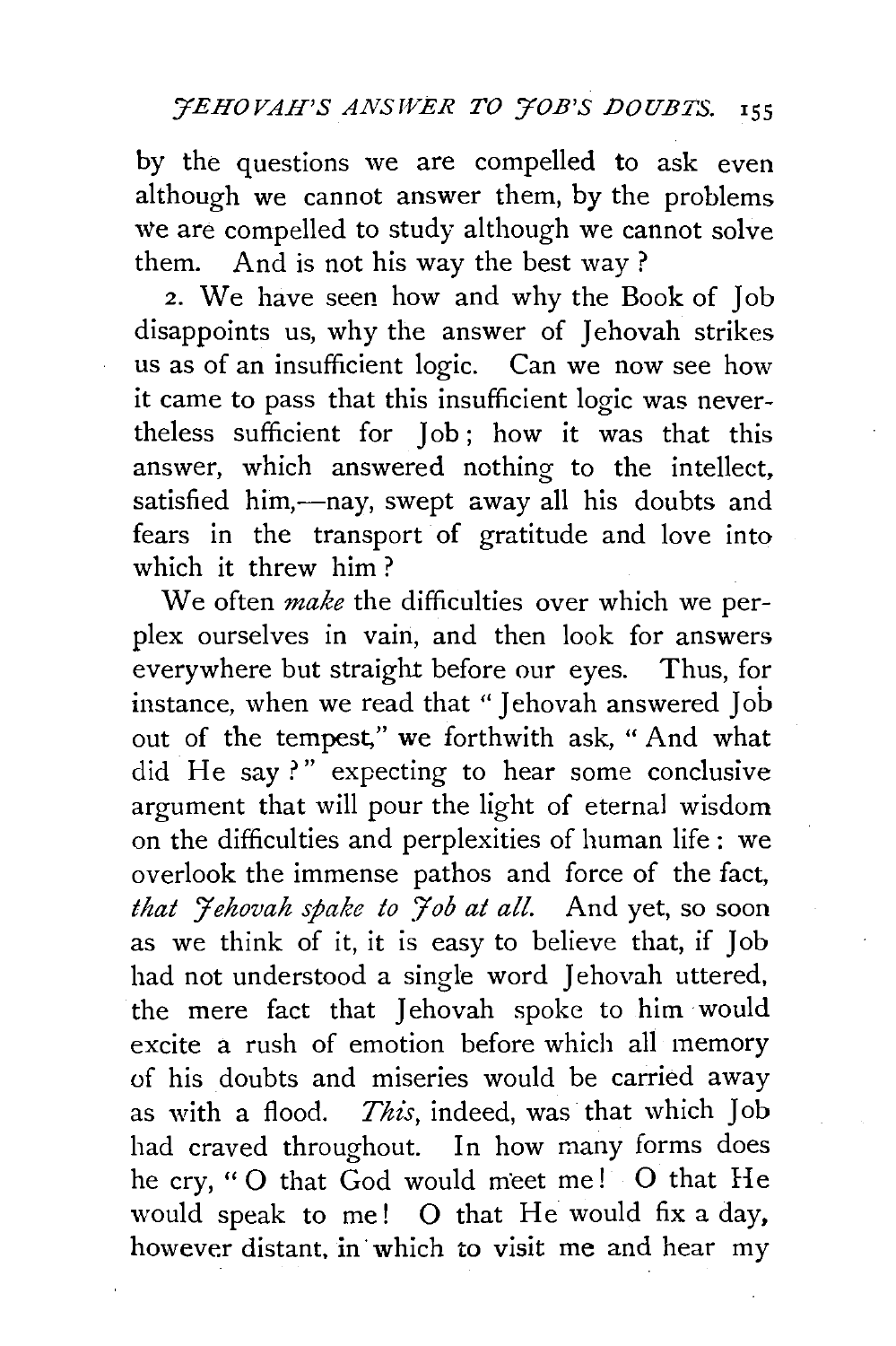by the questions we are compelled to ask even although we cannot answer them, by the problems we are compelled to study although we cannot solve them. And is not his way the best way ?

2. We have seen how and why the Book of Job disappoints us, why the answer of Jehovah strikes us as of an insufficient logic. Can we now see how it came to pass that this insufficient logic was nevertheless sufficient for Job ; how it was that this answer, which answered nothing to the intellect, satisfied him,—nay, swept away all his doubts and fears in the transport of gratitude and love into which it threw him ?

We often *make* the difficulties over which we perplex ourselves in vain, and then look for answers everywhere but straight before our eyes. Thus, for instance, when we read that " Jehovah answered Job out of the tempest," we forthwith ask, " And what did He say ? " expecting to hear some conclusive argument that will pour the light of eternal wisdom on the difficulties and perplexities of human life : we overlook the immense pathos and force of the fact, *that Jehovah spake to Job at all.* And yet, so soon as we think of it, it is easy to believe that, if Job had not understood a single word Jehovah uttered, the mere fact that Jehovah spoke to him would excite a rush of emotion before which all memory of his doubts and miseries would be carried away as with a flood. *This*, indeed, was that which Job had craved throughout. In how many forms does he cry, " O that God would meet me ! O that He would speak to me ! O that He would fix a day, however distant, in which to visit me and hear my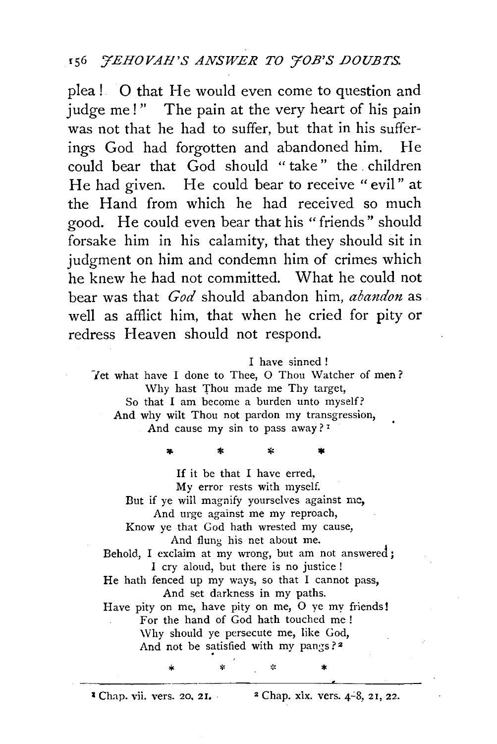plea! O that He would even come to question and judge me!" The pain at the very heart of his pain was not that he had to suffer, but that in his sufferings God had forgotten and abandoned him. He could bear that God should "take" the children He had given. He could bear to receive "evil" at the Hand from which he had received so much good. He could even bear that his "friends" should forsake him in his calamity, that they should sit in judgment on him and condemn him of crimes which he knew he had not committed. What he could not bear was that *God* should abandon him, *abandon* as well as afflict him, that when he cried for pity or redress Heaven should not respond.

> I have sinned!
> Yet what have I done to Thee, O Thou Watcher of men?
> Why hast Thou made me Thy target,
> So that I am become a burden unto myself?
> And why wilt Thou not pardon my transgression,
> And cause my sin to pass away?[1]

\* \* \* \*

> If it be that I have erred,
> My error rests with myself.
> But if ye will magnify yourselves against me,
> And urge against me my reproach,
> Know ye that God hath wrested my cause,
> And flung his net about me.
> Behold, I exclaim at my wrong, but am not answered;
> I cry aloud, but there is no justice!
> He hath fenced up my ways, so that I cannot pass,
> And set darkness in my paths.
> Have pity on me, have pity on me, O ye my friends!
> For the hand of God hath touched me!
> Why should ye persecute me, like God,
> And not be satisfied with my pangs?[2]

\* \* \* \*

---

[1] Chap. vii. vers. 20, 21.

[2] Chap. xix. vers. 4-8, 21, 22.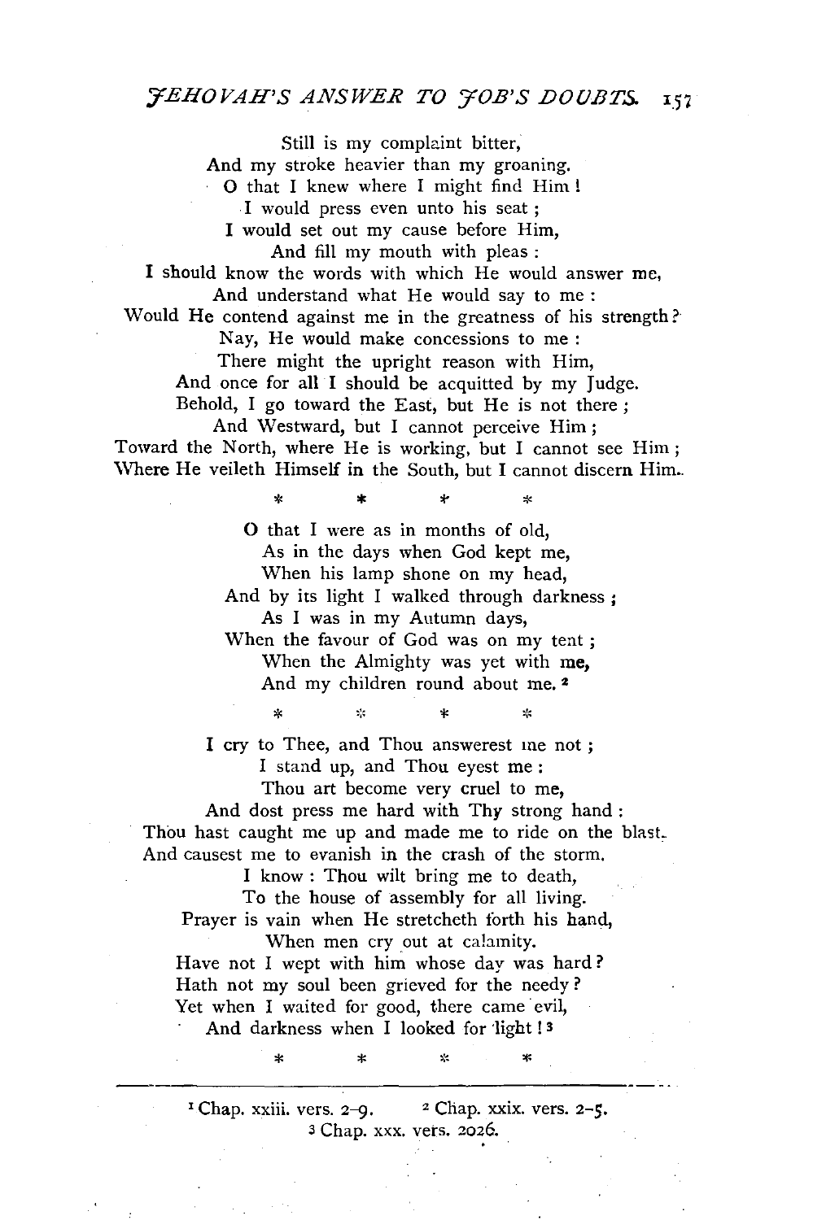Still is my complaint bitter,
And my stroke heavier than my groaning.
O that I knew where I might find Him!
I would press even unto his seat;
I would set out my cause before Him,
And fill my mouth with pleas:
I should know the words with which He would answer me,
And understand what He would say to me:
Would He contend against me in the greatness of his strength?
Nay, He would make concessions to me:
There might the upright reason with Him,
And once for all I should be acquitted by my Judge.
Behold, I go toward the East, but He is not there;
And Westward, but I cannot perceive Him;
Toward the North, where He is working, but I cannot see Him;
Where He veileth Himself in the South, but I cannot discern Him.

\* \* \* \*

O that I were as in months of old,
As in the days when God kept me,
When his lamp shone on my head,
And by its light I walked through darkness;
As I was in my Autumn days,
When the favour of God was on my tent;
When the Almighty was yet with me,
And my children round about me. [2]

\* \* \* \*

I cry to Thee, and Thou answerest me not;
I stand up, and Thou eyest me:
Thou art become very cruel to me,
And dost press me hard with Thy strong hand:
Thou hast caught me up and made me to ride on the blast,
And causest me to evanish in the crash of the storm.
I know: Thou wilt bring me to death,
To the house of assembly for all living.
Prayer is vain when He stretcheth forth his hand,
When men cry out at calamity.
Have not I wept with him whose day was hard?
Hath not my soul been grieved for the needy?
Yet when I waited for good, there came evil,
And darkness when I looked for light! [3]

\* \* \* \*

---

[1] Chap. xxiii. vers. 2–9. [2] Chap. xxix. vers. 2–5.
[3] Chap. xxx. vers. 2026.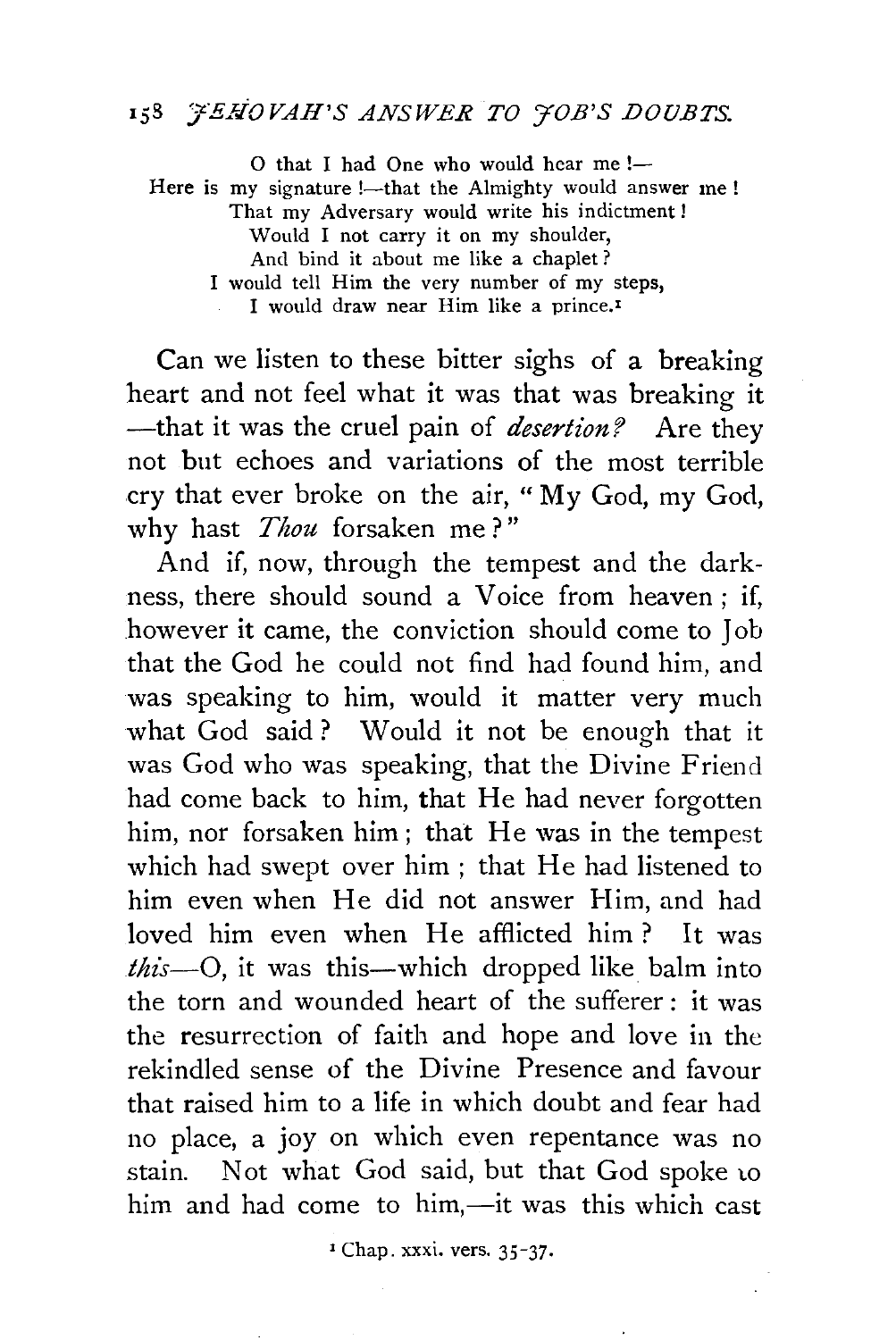> O that I had One who would hear me!—
> Here is my signature!—that the Almighty would answer me!
> That my Adversary would write his indictment!
> Would I not carry it on my shoulder,
> And bind it about me like a chaplet?
> I would tell Him the very number of my steps,
> I would draw near Him like a prince.[1]

Can we listen to these bitter sighs of a breaking heart and not feel what it was that was breaking it —that it was the cruel pain of *desertion?* Are they not but echoes and variations of the most terrible cry that ever broke on the air, "My God, my God, why hast *Thou* forsaken me?"

And if, now, through the tempest and the darkness, there should sound a Voice from heaven; if, however it came, the conviction should come to Job that the God he could not find had found him, and was speaking to him, would it matter very much what God said? Would it not be enough that it was God who was speaking, that the Divine Friend had come back to him, that He had never forgotten him, nor forsaken him; that He was in the tempest which had swept over him; that He had listened to him even when He did not answer Him, and had loved him even when He afflicted him? It was *this*—O, it was this—which dropped like balm into the torn and wounded heart of the sufferer: it was the resurrection of faith and hope and love in the rekindled sense of the Divine Presence and favour that raised him to a life in which doubt and fear had no place, a joy on which even repentance was no stain. Not what God said, but that God spoke to him and had come to him,—it was this which cast

[1] Chap. xxxi. vers. 35-37.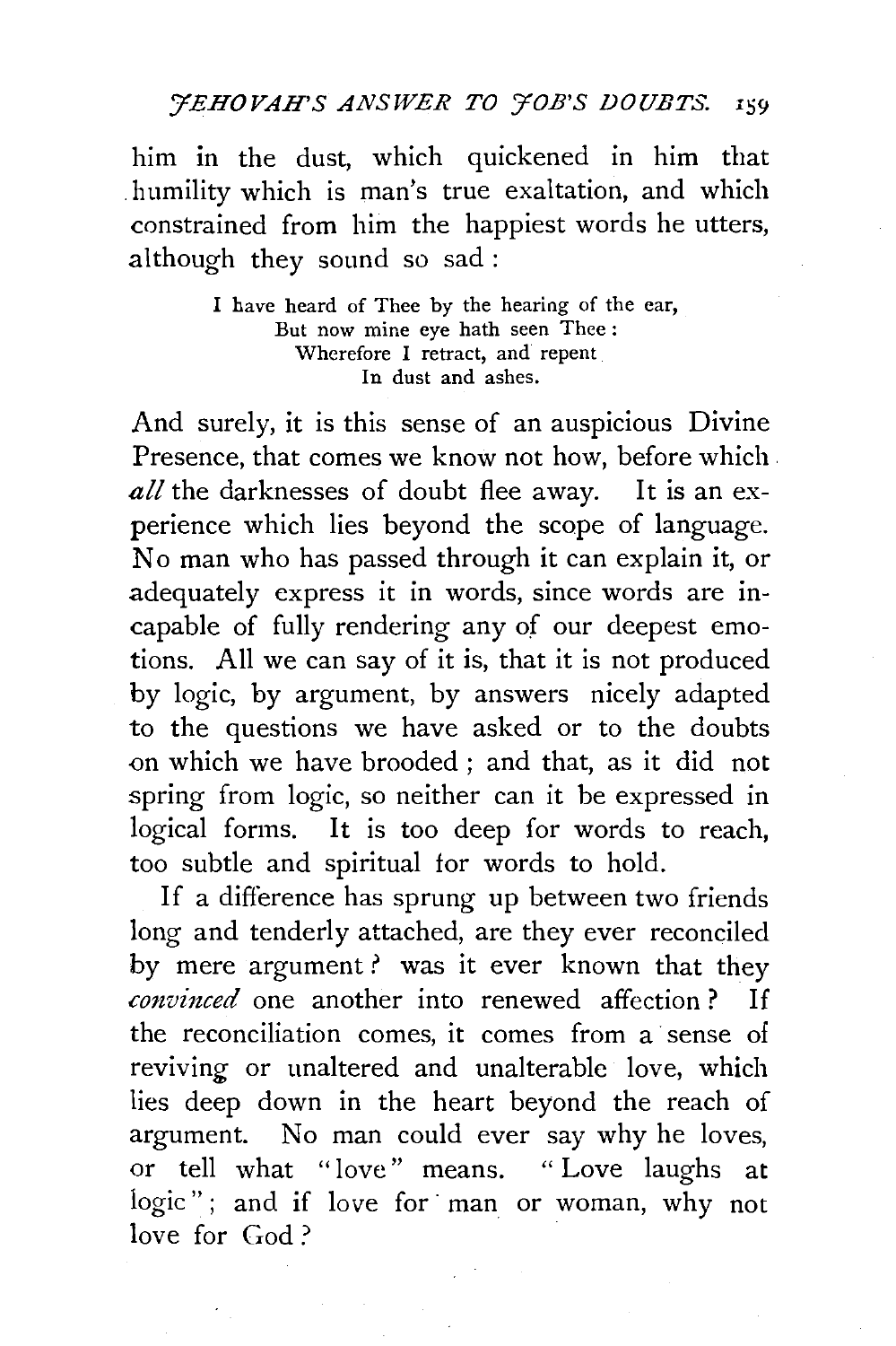him in the dust, which quickened in him that humility which is man's true exaltation, and which constrained from him the happiest words he utters, although they sound so sad:

> I have heard of Thee by the hearing of the ear,
> But now mine eye hath seen Thee:
> Wherefore I retract, and repent
> In dust and ashes.

And surely, it is this sense of an auspicious Divine Presence, that comes we know not how, before which *all* the darknesses of doubt flee away. It is an experience which lies beyond the scope of language. No man who has passed through it can explain it, or adequately express it in words, since words are incapable of fully rendering any of our deepest emotions. All we can say of it is, that it is not produced by logic, by argument, by answers nicely adapted to the questions we have asked or to the doubts on which we have brooded; and that, as it did not spring from logic, so neither can it be expressed in logical forms. It is too deep for words to reach, too subtle and spiritual for words to hold.

If a difference has sprung up between two friends long and tenderly attached, are they ever reconciled by mere argument? was it ever known that they *convinced* one another into renewed affection? If the reconciliation comes, it comes from a sense of reviving or unaltered and unalterable love, which lies deep down in the heart beyond the reach of argument. No man could ever say why he loves, or tell what "love" means. "Love laughs at logic"; and if love for man or woman, why not love for God?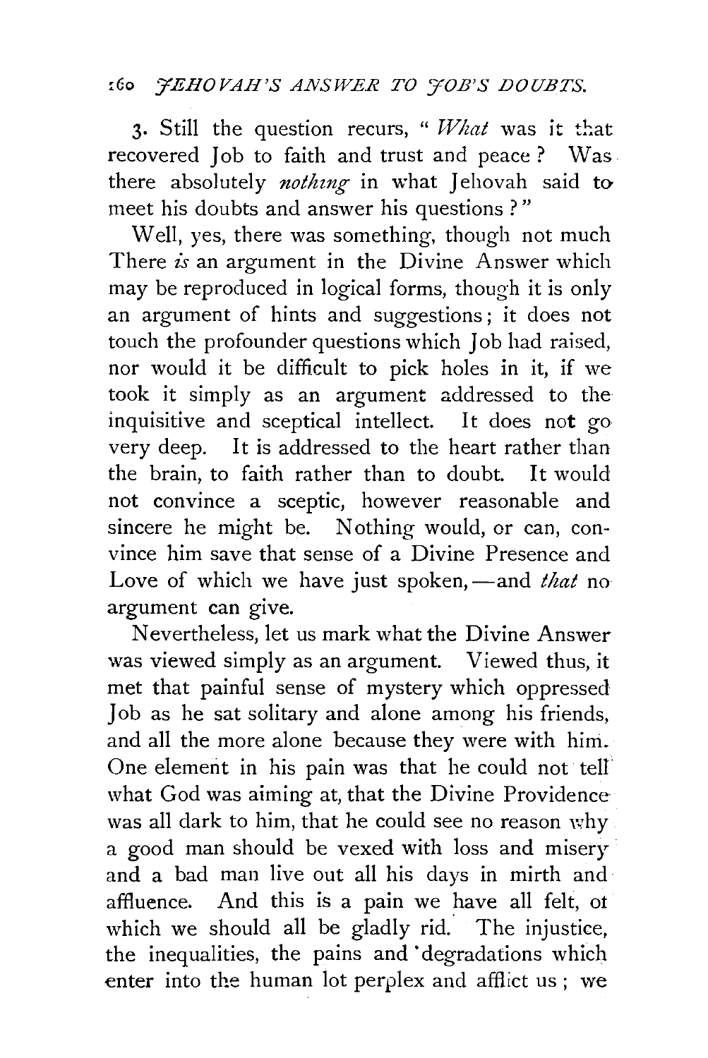3. Still the question recurs, "*What* was it that recovered Job to faith and trust and peace? Was there absolutely *nothing* in what Jehovah said to meet his doubts and answer his questions?"

Well, yes, there was something, though not much There *is* an argument in the Divine Answer which may be reproduced in logical forms, though it is only an argument of hints and suggestions; it does not touch the profounder questions which Job had raised, nor would it be difficult to pick holes in it, if we took it simply as an argument addressed to the inquisitive and sceptical intellect. It does not go very deep. It is addressed to the heart rather than the brain, to faith rather than to doubt. It would not convince a sceptic, however reasonable and sincere he might be. Nothing would, or can, convince him save that sense of a Divine Presence and Love of which we have just spoken,—and *that* no argument can give.

Nevertheless, let us mark what the Divine Answer was viewed simply as an argument. Viewed thus, it met that painful sense of mystery which oppressed Job as he sat solitary and alone among his friends, and all the more alone because they were with him. One element in his pain was that he could not tell what God was aiming at, that the Divine Providence was all dark to him, that he could see no reason why a good man should be vexed with loss and misery and a bad man live out all his days in mirth and affluence. And this is a pain we have all felt, of which we should all be gladly rid. The injustice, the inequalities, the pains and degradations which enter into the human lot perplex and afflict us; we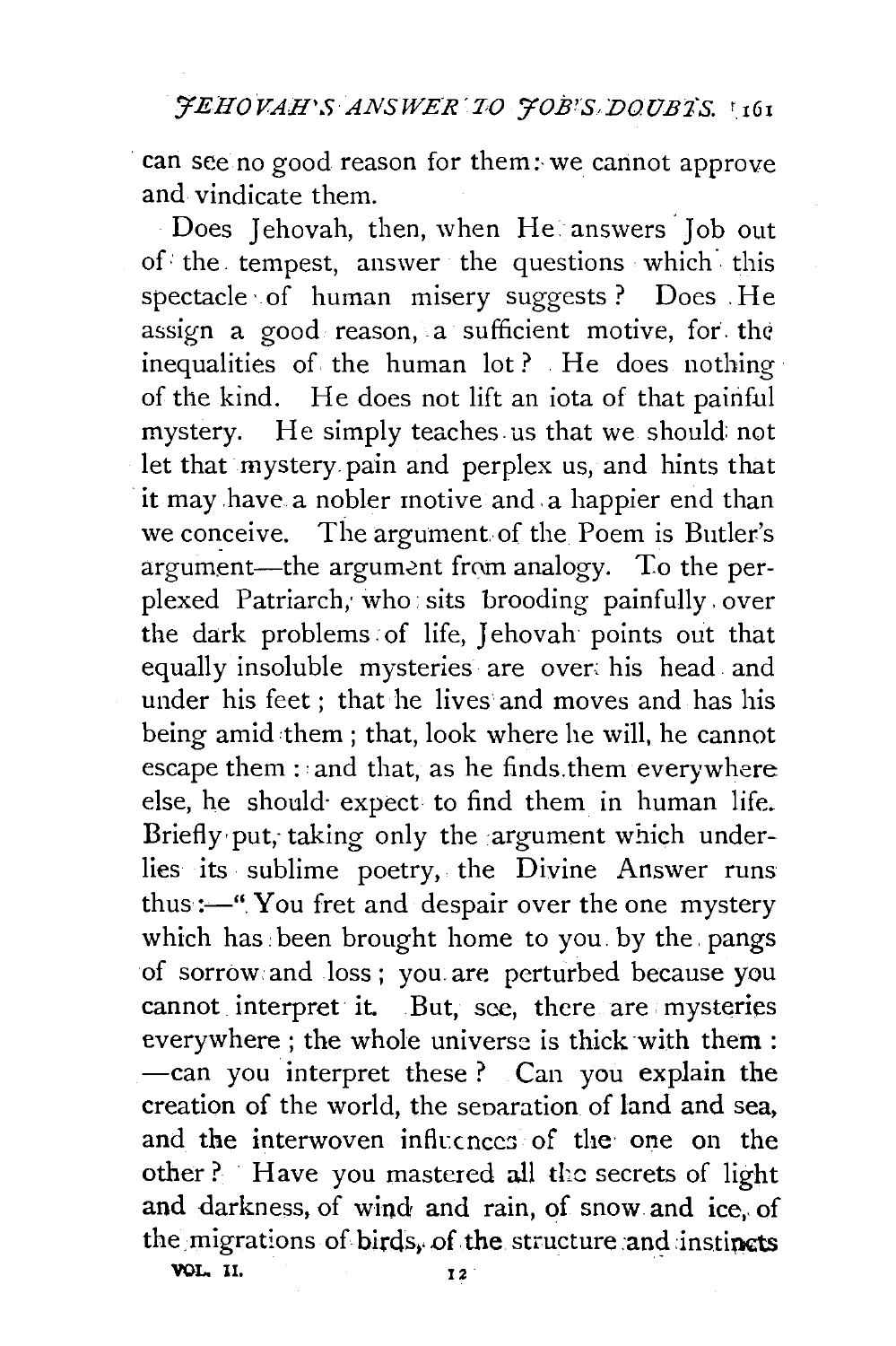can see no good reason for them: we cannot approve and vindicate them.

Does Jehovah, then, when He answers Job out of the tempest, answer the questions which this spectacle of human misery suggests? Does He assign a good reason, a sufficient motive, for the inequalities of the human lot? He does nothing of the kind. He does not lift an iota of that painful mystery. He simply teaches us that we should not let that mystery pain and perplex us, and hints that it may have a nobler motive and a happier end than we conceive. The argument of the Poem is Butler's argument—the argument from analogy. To the perplexed Patriarch, who sits brooding painfully over the dark problems of life, Jehovah points out that equally insoluble mysteries are over his head and under his feet; that he lives and moves and has his being amid them; that, look where he will, he cannot escape them: and that, as he finds them everywhere else, he should expect to find them in human life. Briefly put, taking only the argument which underlies its sublime poetry, the Divine Answer runs thus:—"You fret and despair over the one mystery which has been brought home to you by the pangs of sorrow and loss; you are perturbed because you cannot interpret it. But, see, there are mysteries everywhere; the whole universe is thick with them: —can you interpret these? Can you explain the creation of the world, the separation of land and sea, and the interwoven influences of the one on the other? Have you mastered all the secrets of light and darkness, of wind and rain, of snow and ice, of the migrations of birds, of the structure and instincts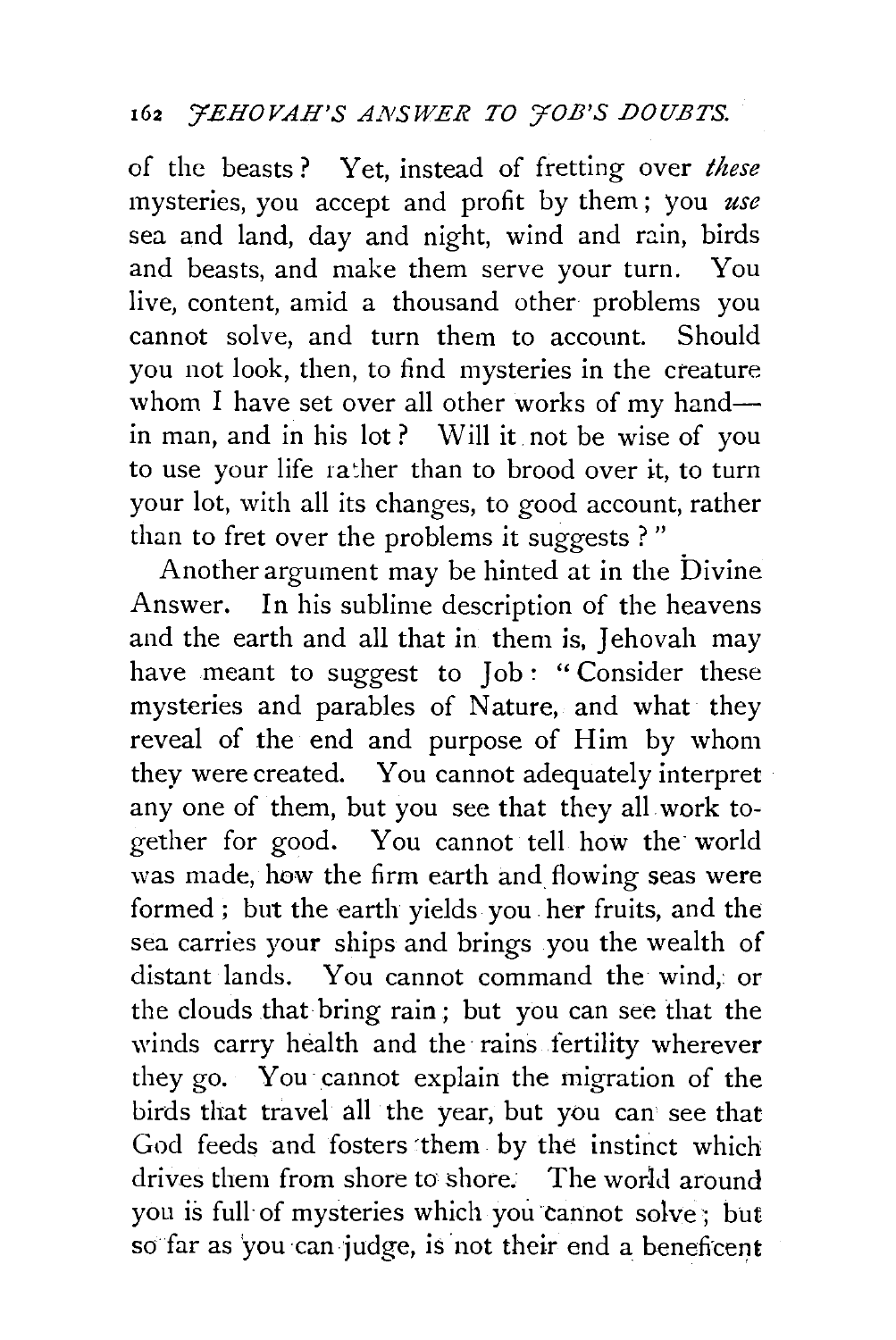of the beasts? Yet, instead of fretting over *these* mysteries, you accept and profit by them; you *use* sea and land, day and night, wind and rain, birds and beasts, and make them serve your turn. You live, content, amid a thousand other problems you cannot solve, and turn them to account. Should you not look, then, to find mysteries in the creature whom I have set over all other works of my hand—in man, and in his lot? Will it not be wise of you to use your life rather than to brood over it, to turn your lot, with all its changes, to good account, rather than to fret over the problems it suggests?"

Another argument may be hinted at in the Divine Answer. In his sublime description of the heavens and the earth and all that in them is, Jehovah may have meant to suggest to Job: "Consider these mysteries and parables of Nature, and what they reveal of the end and purpose of Him by whom they were created. You cannot adequately interpret any one of them, but you see that they all work together for good. You cannot tell how the world was made, how the firm earth and flowing seas were formed; but the earth yields you her fruits, and the sea carries your ships and brings you the wealth of distant lands. You cannot command the wind, or the clouds that bring rain; but you can see that the winds carry health and the rains fertility wherever they go. You cannot explain the migration of the birds that travel all the year, but you can see that God feeds and fosters them by the instinct which drives them from shore to shore. The world around you is full of mysteries which you cannot solve; but so far as you can judge, is not their end a beneficent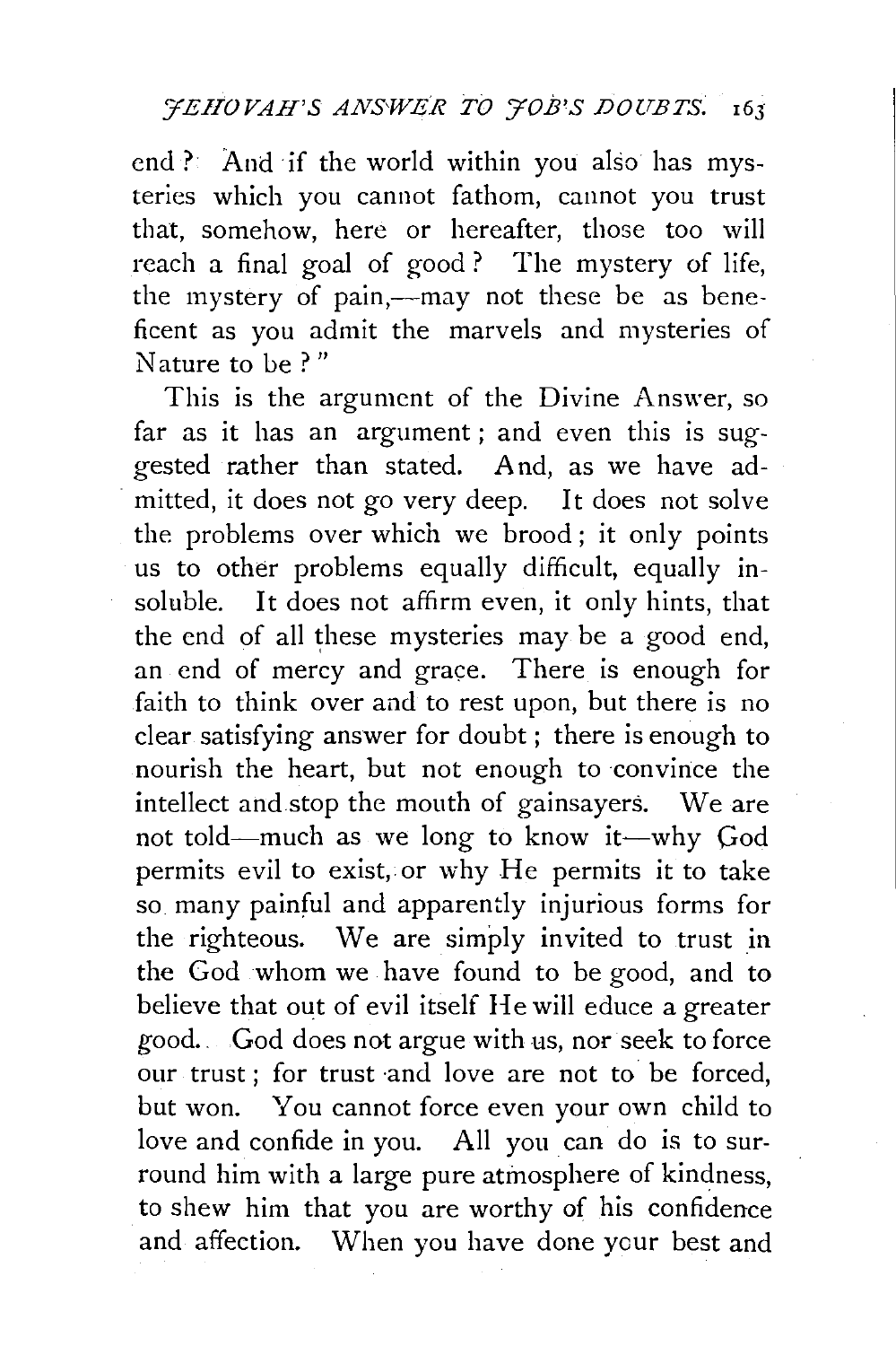end? And if the world within you also has mysteries which you cannot fathom, cannot you trust that, somehow, here or hereafter, those too will reach a final goal of good? The mystery of life, the mystery of pain,—may not these be as beneficent as you admit the marvels and mysteries of Nature to be?"

This is the argument of the Divine Answer, so far as it has an argument; and even this is suggested rather than stated. And, as we have admitted, it does not go very deep. It does not solve the problems over which we brood; it only points us to other problems equally difficult, equally insoluble. It does not affirm even, it only hints, that the end of all these mysteries may be a good end, an end of mercy and grace. There is enough for faith to think over and to rest upon, but there is no clear satisfying answer for doubt; there is enough to nourish the heart, but not enough to convince the intellect and stop the mouth of gainsayers. We are not told—much as we long to know it—why God permits evil to exist, or why He permits it to take so many painful and apparently injurious forms for the righteous. We are simply invited to trust in the God whom we have found to be good, and to believe that out of evil itself He will educe a greater good. God does not argue with us, nor seek to force our trust; for trust and love are not to be forced, but won. You cannot force even your own child to love and confide in you. All you can do is to surround him with a large pure atmosphere of kindness, to shew him that you are worthy of his confidence and affection. When you have done your best and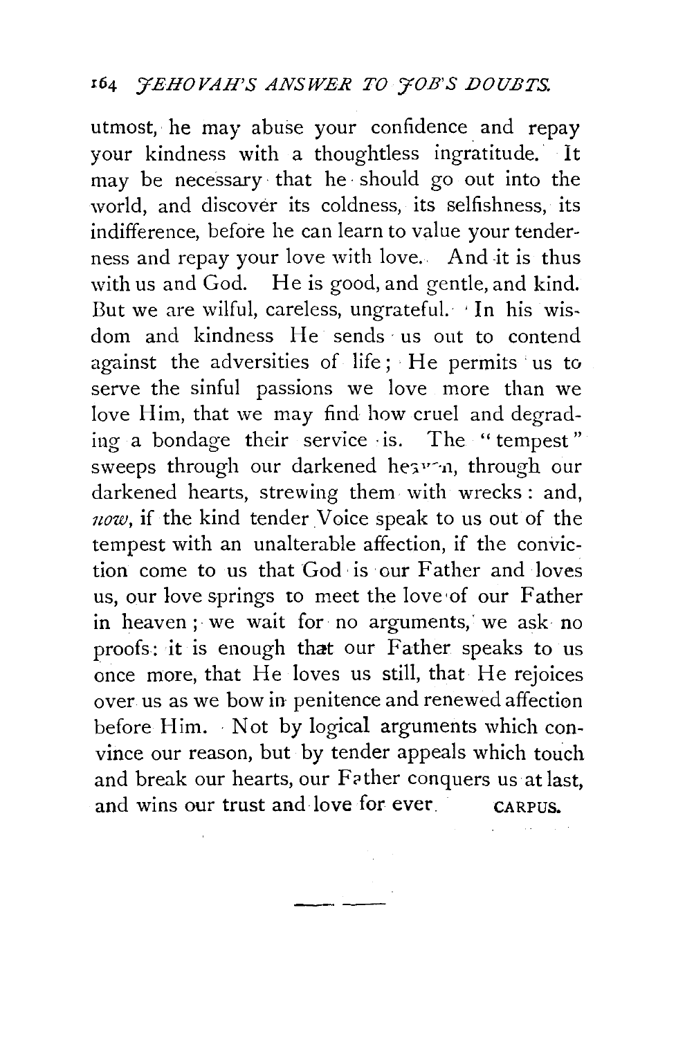utmost, he may abuse your confidence and repay your kindness with a thoughtless ingratitude. It may be necessary that he should go out into the world, and discover its coldness, its selfishness, its indifference, before he can learn to value your tenderness and repay your love with love. And it is thus with us and God. He is good, and gentle, and kind. But we are wilful, careless, ungrateful. In his wisdom and kindness He sends us out to contend against the adversities of life; He permits us to serve the sinful passions we love more than we love Him, that we may find how cruel and degrading a bondage their service is. The "tempest" sweeps through our darkened heaven, through our darkened hearts, strewing them with wrecks: and, *now*, if the kind tender Voice speak to us out of the tempest with an unalterable affection, if the conviction come to us that God is our Father and loves us, our love springs to meet the love of our Father in heaven; we wait for no arguments, we ask no proofs: it is enough that our Father speaks to us once more, that He loves us still, that He rejoices over us as we bow in penitence and renewed affection before Him. Not by logical arguments which convince our reason, but by tender appeals which touch and break our hearts, our Father conquers us at last, and wins our trust and love for ever.

CARPUS.